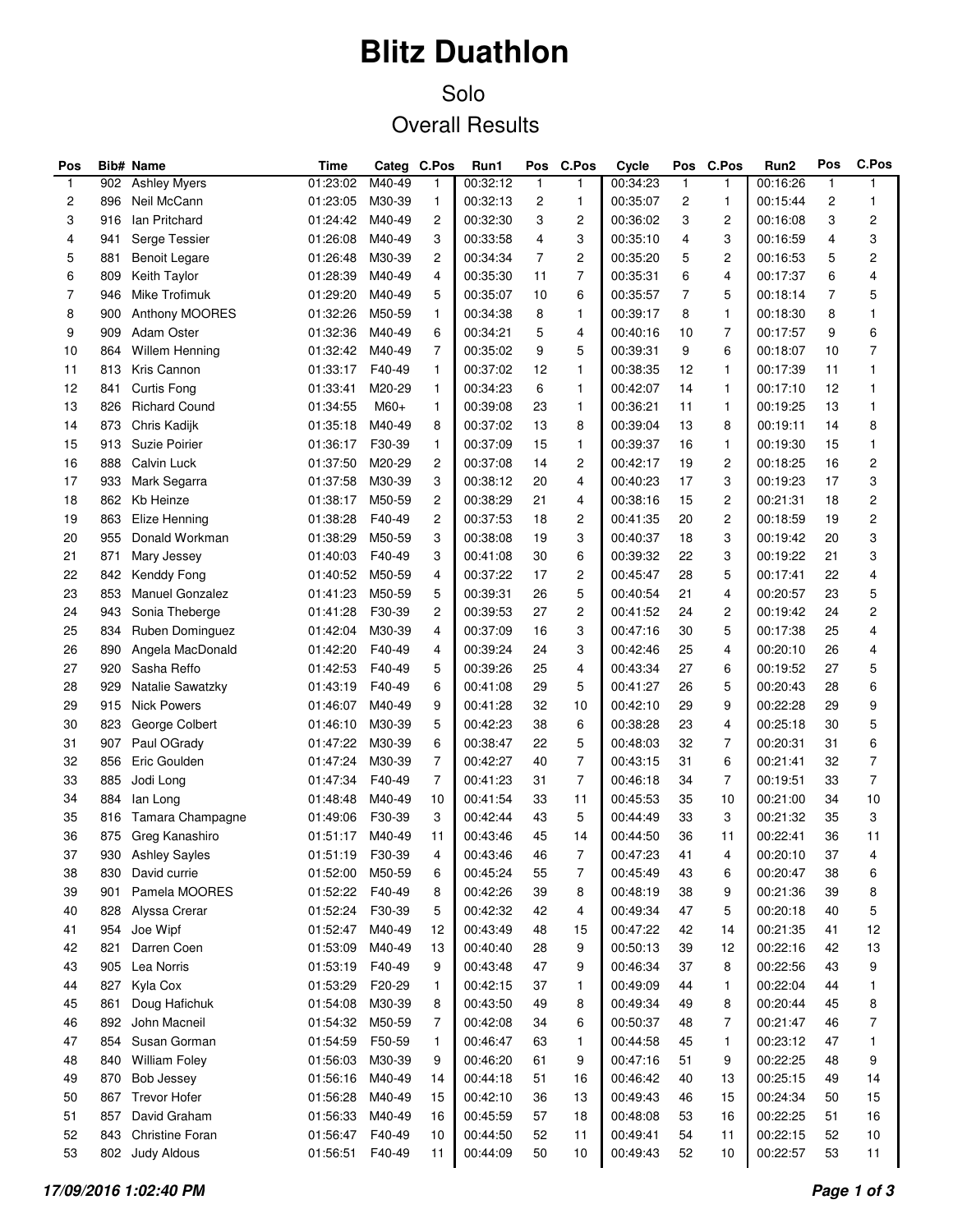# Blitz Duathlon

## Solo

## Overall Results

| Pos | Bib# | Name | Time | Categ | C.Pos | Run1 | Pos | C.Pos | Cycle | Pos | C.Pos | Run2 | Pos | C.Pos |
|---|---|---|---|---|---|---|---|---|---|---|---|---|---|---|
| 1 | 902 | Ashley Myers | 01:23:02 | M40-49 | 1 | 00:32:12 | 1 | 1 | 00:34:23 | 1 | 1 | 00:16:26 | 1 | 1 |
| 2 | 896 | Neil McCann | 01:23:05 | M30-39 | 1 | 00:32:13 | 2 | 1 | 00:35:07 | 2 | 1 | 00:15:44 | 2 | 1 |
| 3 | 916 | Ian Pritchard | 01:24:42 | M40-49 | 2 | 00:32:30 | 3 | 2 | 00:36:02 | 3 | 2 | 00:16:08 | 3 | 2 |
| 4 | 941 | Serge Tessier | 01:26:08 | M40-49 | 3 | 00:33:58 | 4 | 3 | 00:35:10 | 4 | 3 | 00:16:59 | 4 | 3 |
| 5 | 881 | Benoit Legare | 01:26:48 | M30-39 | 2 | 00:34:34 | 7 | 2 | 00:35:20 | 5 | 2 | 00:16:53 | 5 | 2 |
| 6 | 809 | Keith Taylor | 01:28:39 | M40-49 | 4 | 00:35:30 | 11 | 7 | 00:35:31 | 6 | 4 | 00:17:37 | 6 | 4 |
| 7 | 946 | Mike Trofimuk | 01:29:20 | M40-49 | 5 | 00:35:07 | 10 | 6 | 00:35:57 | 7 | 5 | 00:18:14 | 7 | 5 |
| 8 | 900 | Anthony MOORES | 01:32:26 | M50-59 | 1 | 00:34:38 | 8 | 1 | 00:39:17 | 8 | 1 | 00:18:30 | 8 | 1 |
| 9 | 909 | Adam Oster | 01:32:36 | M40-49 | 6 | 00:34:21 | 5 | 4 | 00:40:16 | 10 | 7 | 00:17:57 | 9 | 6 |
| 10 | 864 | Willem Henning | 01:32:42 | M40-49 | 7 | 00:35:02 | 9 | 5 | 00:39:31 | 9 | 6 | 00:18:07 | 10 | 7 |
| 11 | 813 | Kris Cannon | 01:33:17 | F40-49 | 1 | 00:37:02 | 12 | 1 | 00:38:35 | 12 | 1 | 00:17:39 | 11 | 1 |
| 12 | 841 | Curtis Fong | 01:33:41 | M20-29 | 1 | 00:34:23 | 6 | 1 | 00:42:07 | 14 | 1 | 00:17:10 | 12 | 1 |
| 13 | 826 | Richard Cound | 01:34:55 | M60+ | 1 | 00:39:08 | 23 | 1 | 00:36:21 | 11 | 1 | 00:19:25 | 13 | 1 |
| 14 | 873 | Chris Kadijk | 01:35:18 | M40-49 | 8 | 00:37:02 | 13 | 8 | 00:39:04 | 13 | 8 | 00:19:11 | 14 | 8 |
| 15 | 913 | Suzie Poirier | 01:36:17 | F30-39 | 1 | 00:37:09 | 15 | 1 | 00:39:37 | 16 | 1 | 00:19:30 | 15 | 1 |
| 16 | 888 | Calvin Luck | 01:37:50 | M20-29 | 2 | 00:37:08 | 14 | 2 | 00:42:17 | 19 | 2 | 00:18:25 | 16 | 2 |
| 17 | 933 | Mark Segarra | 01:37:58 | M30-39 | 3 | 00:38:12 | 20 | 4 | 00:40:23 | 17 | 3 | 00:19:23 | 17 | 3 |
| 18 | 862 | Kb Heinze | 01:38:17 | M50-59 | 2 | 00:38:29 | 21 | 4 | 00:38:16 | 15 | 2 | 00:21:31 | 18 | 2 |
| 19 | 863 | Elize Henning | 01:38:28 | F40-49 | 2 | 00:37:53 | 18 | 2 | 00:41:35 | 20 | 2 | 00:18:59 | 19 | 2 |
| 20 | 955 | Donald Workman | 01:38:29 | M50-59 | 3 | 00:38:08 | 19 | 3 | 00:40:37 | 18 | 3 | 00:19:42 | 20 | 3 |
| 21 | 871 | Mary Jessey | 01:40:03 | F40-49 | 3 | 00:41:08 | 30 | 6 | 00:39:32 | 22 | 3 | 00:19:22 | 21 | 3 |
| 22 | 842 | Kenddy Fong | 01:40:52 | M50-59 | 4 | 00:37:22 | 17 | 2 | 00:45:47 | 28 | 5 | 00:17:41 | 22 | 4 |
| 23 | 853 | Manuel Gonzalez | 01:41:23 | M50-59 | 5 | 00:39:31 | 26 | 5 | 00:40:54 | 21 | 4 | 00:20:57 | 23 | 5 |
| 24 | 943 | Sonia Theberge | 01:41:28 | F30-39 | 2 | 00:39:53 | 27 | 2 | 00:41:52 | 24 | 2 | 00:19:42 | 24 | 2 |
| 25 | 834 | Ruben Dominguez | 01:42:04 | M30-39 | 4 | 00:37:09 | 16 | 3 | 00:47:16 | 30 | 5 | 00:17:38 | 25 | 4 |
| 26 | 890 | Angela MacDonald | 01:42:20 | F40-49 | 4 | 00:39:24 | 24 | 3 | 00:42:46 | 25 | 4 | 00:20:10 | 26 | 4 |
| 27 | 920 | Sasha Reffo | 01:42:53 | F40-49 | 5 | 00:39:26 | 25 | 4 | 00:43:34 | 27 | 6 | 00:19:52 | 27 | 5 |
| 28 | 929 | Natalie Sawatzky | 01:43:19 | F40-49 | 6 | 00:41:08 | 29 | 5 | 00:41:27 | 26 | 5 | 00:20:43 | 28 | 6 |
| 29 | 915 | Nick Powers | 01:46:07 | M40-49 | 9 | 00:41:28 | 32 | 10 | 00:42:10 | 29 | 9 | 00:22:28 | 29 | 9 |
| 30 | 823 | George Colbert | 01:46:10 | M30-39 | 5 | 00:42:23 | 38 | 6 | 00:38:28 | 23 | 4 | 00:25:18 | 30 | 5 |
| 31 | 907 | Paul OGrady | 01:47:22 | M30-39 | 6 | 00:38:47 | 22 | 5 | 00:48:03 | 32 | 7 | 00:20:31 | 31 | 6 |
| 32 | 856 | Eric Goulden | 01:47:24 | M30-39 | 7 | 00:42:27 | 40 | 7 | 00:43:15 | 31 | 6 | 00:21:41 | 32 | 7 |
| 33 | 885 | Jodi Long | 01:47:34 | F40-49 | 7 | 00:41:23 | 31 | 7 | 00:46:18 | 34 | 7 | 00:19:51 | 33 | 7 |
| 34 | 884 | Ian Long | 01:48:48 | M40-49 | 10 | 00:41:54 | 33 | 11 | 00:45:53 | 35 | 10 | 00:21:00 | 34 | 10 |
| 35 | 816 | Tamara Champagne | 01:49:06 | F30-39 | 3 | 00:42:44 | 43 | 5 | 00:44:49 | 33 | 3 | 00:21:32 | 35 | 3 |
| 36 | 875 | Greg Kanashiro | 01:51:17 | M40-49 | 11 | 00:43:46 | 45 | 14 | 00:44:50 | 36 | 11 | 00:22:41 | 36 | 11 |
| 37 | 930 | Ashley Sayles | 01:51:19 | F30-39 | 4 | 00:43:46 | 46 | 7 | 00:47:23 | 41 | 4 | 00:20:10 | 37 | 4 |
| 38 | 830 | David currie | 01:52:00 | M50-59 | 6 | 00:45:24 | 55 | 7 | 00:45:49 | 43 | 6 | 00:20:47 | 38 | 6 |
| 39 | 901 | Pamela MOORES | 01:52:22 | F40-49 | 8 | 00:42:26 | 39 | 8 | 00:48:19 | 38 | 9 | 00:21:36 | 39 | 8 |
| 40 | 828 | Alyssa Crerar | 01:52:24 | F30-39 | 5 | 00:42:32 | 42 | 4 | 00:49:34 | 47 | 5 | 00:20:18 | 40 | 5 |
| 41 | 954 | Joe Wipf | 01:52:47 | M40-49 | 12 | 00:43:49 | 48 | 15 | 00:47:22 | 42 | 14 | 00:21:35 | 41 | 12 |
| 42 | 821 | Darren Coen | 01:53:09 | M40-49 | 13 | 00:40:40 | 28 | 9 | 00:50:13 | 39 | 12 | 00:22:16 | 42 | 13 |
| 43 | 905 | Lea Norris | 01:53:19 | F40-49 | 9 | 00:43:48 | 47 | 9 | 00:46:34 | 37 | 8 | 00:22:56 | 43 | 9 |
| 44 | 827 | Kyla Cox | 01:53:29 | F20-29 | 1 | 00:42:15 | 37 | 1 | 00:49:09 | 44 | 1 | 00:22:04 | 44 | 1 |
| 45 | 861 | Doug Hafichuk | 01:54:08 | M30-39 | 8 | 00:43:50 | 49 | 8 | 00:49:34 | 49 | 8 | 00:20:44 | 45 | 8 |
| 46 | 892 | John Macneil | 01:54:32 | M50-59 | 7 | 00:42:08 | 34 | 6 | 00:50:37 | 48 | 7 | 00:21:47 | 46 | 7 |
| 47 | 854 | Susan Gorman | 01:54:59 | F50-59 | 1 | 00:46:47 | 63 | 1 | 00:44:58 | 45 | 1 | 00:23:12 | 47 | 1 |
| 48 | 840 | William Foley | 01:56:03 | M30-39 | 9 | 00:46:20 | 61 | 9 | 00:47:16 | 51 | 9 | 00:22:25 | 48 | 9 |
| 49 | 870 | Bob Jessey | 01:56:16 | M40-49 | 14 | 00:44:18 | 51 | 16 | 00:46:42 | 40 | 13 | 00:25:15 | 49 | 14 |
| 50 | 867 | Trevor Hofer | 01:56:28 | M40-49 | 15 | 00:42:10 | 36 | 13 | 00:49:43 | 46 | 15 | 00:24:34 | 50 | 15 |
| 51 | 857 | David Graham | 01:56:33 | M40-49 | 16 | 00:45:59 | 57 | 18 | 00:48:08 | 53 | 16 | 00:22:25 | 51 | 16 |
| 52 | 843 | Christine Foran | 01:56:47 | F40-49 | 10 | 00:44:50 | 52 | 11 | 00:49:41 | 54 | 11 | 00:22:15 | 52 | 10 |
| 53 | 802 | Judy Aldous | 01:56:51 | F40-49 | 11 | 00:44:09 | 50 | 10 | 00:49:43 | 52 | 10 | 00:22:57 | 53 | 11 |

*17/09/2016 1:02:40 PM*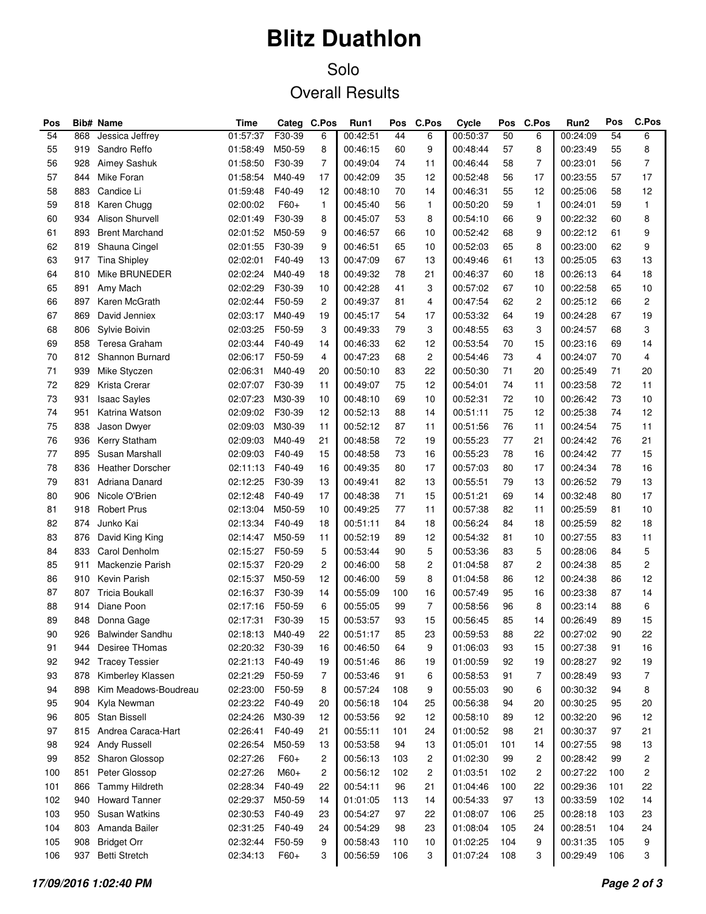# Blitz Duathlon

## Solo

## Overall Results

| Pos | Bib# | Name | Time | Categ | C.Pos | Run1 | Pos | C.Pos | Cycle | Pos | C.Pos | Run2 | Pos | C.Pos |
|---|---|---|---|---|---|---|---|---|---|---|---|---|---|---|
| 54 | 868 | Jessica Jeffrey | 01:57:37 | F30-39 | 6 | 00:42:51 | 44 | 6 | 00:50:37 | 50 | 6 | 00:24:09 | 54 | 6 |
| 55 | 919 | Sandro Reffo | 01:58:49 | M50-59 | 8 | 00:46:15 | 60 | 9 | 00:48:44 | 57 | 8 | 00:23:49 | 55 | 8 |
| 56 | 928 | Aimey Sashuk | 01:58:50 | F30-39 | 7 | 00:49:04 | 74 | 11 | 00:46:44 | 58 | 7 | 00:23:01 | 56 | 7 |
| 57 | 844 | Mike Foran | 01:58:54 | M40-49 | 17 | 00:42:09 | 35 | 12 | 00:52:48 | 56 | 17 | 00:23:55 | 57 | 17 |
| 58 | 883 | Candice Li | 01:59:48 | F40-49 | 12 | 00:48:10 | 70 | 14 | 00:46:31 | 55 | 12 | 00:25:06 | 58 | 12 |
| 59 | 818 | Karen Chugg | 02:00:02 | F60+ | 1 | 00:45:40 | 56 | 1 | 00:50:20 | 59 | 1 | 00:24:01 | 59 | 1 |
| 60 | 934 | Alison Shurvell | 02:01:49 | F30-39 | 8 | 00:45:07 | 53 | 8 | 00:54:10 | 66 | 9 | 00:22:32 | 60 | 8 |
| 61 | 893 | Brent Marchand | 02:01:52 | M50-59 | 9 | 00:46:57 | 66 | 10 | 00:52:42 | 68 | 9 | 00:22:12 | 61 | 9 |
| 62 | 819 | Shauna Cingel | 02:01:55 | F30-39 | 9 | 00:46:51 | 65 | 10 | 00:52:03 | 65 | 8 | 00:23:00 | 62 | 9 |
| 63 | 917 | Tina Shipley | 02:02:01 | F40-49 | 13 | 00:47:09 | 67 | 13 | 00:49:46 | 61 | 13 | 00:25:05 | 63 | 13 |
| 64 | 810 | Mike BRUNEDER | 02:02:24 | M40-49 | 18 | 00:49:32 | 78 | 21 | 00:46:37 | 60 | 18 | 00:26:13 | 64 | 18 |
| 65 | 891 | Amy Mach | 02:02:29 | F30-39 | 10 | 00:42:28 | 41 | 3 | 00:57:02 | 67 | 10 | 00:22:58 | 65 | 10 |
| 66 | 897 | Karen McGrath | 02:02:44 | F50-59 | 2 | 00:49:37 | 81 | 4 | 00:47:54 | 62 | 2 | 00:25:12 | 66 | 2 |
| 67 | 869 | David Jenniex | 02:03:17 | M40-49 | 19 | 00:45:17 | 54 | 17 | 00:53:32 | 64 | 19 | 00:24:28 | 67 | 19 |
| 68 | 806 | Sylvie Boivin | 02:03:25 | F50-59 | 3 | 00:49:33 | 79 | 3 | 00:48:55 | 63 | 3 | 00:24:57 | 68 | 3 |
| 69 | 858 | Teresa Graham | 02:03:44 | F40-49 | 14 | 00:46:33 | 62 | 12 | 00:53:54 | 70 | 15 | 00:23:16 | 69 | 14 |
| 70 | 812 | Shannon Burnard | 02:06:17 | F50-59 | 4 | 00:47:23 | 68 | 2 | 00:54:46 | 73 | 4 | 00:24:07 | 70 | 4 |
| 71 | 939 | Mike Styczen | 02:06:31 | M40-49 | 20 | 00:50:10 | 83 | 22 | 00:50:30 | 71 | 20 | 00:25:49 | 71 | 20 |
| 72 | 829 | Krista Crerar | 02:07:07 | F30-39 | 11 | 00:49:07 | 75 | 12 | 00:54:01 | 74 | 11 | 00:23:58 | 72 | 11 |
| 73 | 931 | Isaac Sayles | 02:07:23 | M30-39 | 10 | 00:48:10 | 69 | 10 | 00:52:31 | 72 | 10 | 00:26:42 | 73 | 10 |
| 74 | 951 | Katrina Watson | 02:09:02 | F30-39 | 12 | 00:52:13 | 88 | 14 | 00:51:11 | 75 | 12 | 00:25:38 | 74 | 12 |
| 75 | 838 | Jason Dwyer | 02:09:03 | M30-39 | 11 | 00:52:12 | 87 | 11 | 00:51:56 | 76 | 11 | 00:24:54 | 75 | 11 |
| 76 | 936 | Kerry Statham | 02:09:03 | M40-49 | 21 | 00:48:58 | 72 | 19 | 00:55:23 | 77 | 21 | 00:24:42 | 76 | 21 |
| 77 | 895 | Susan Marshall | 02:09:03 | F40-49 | 15 | 00:48:58 | 73 | 16 | 00:55:23 | 78 | 16 | 00:24:42 | 77 | 15 |
| 78 | 836 | Heather Dorscher | 02:11:13 | F40-49 | 16 | 00:49:35 | 80 | 17 | 00:57:03 | 80 | 17 | 00:24:34 | 78 | 16 |
| 79 | 831 | Adriana Danard | 02:12:25 | F30-39 | 13 | 00:49:41 | 82 | 13 | 00:55:51 | 79 | 13 | 00:26:52 | 79 | 13 |
| 80 | 906 | Nicole O'Brien | 02:12:48 | F40-49 | 17 | 00:48:38 | 71 | 15 | 00:51:21 | 69 | 14 | 00:32:48 | 80 | 17 |
| 81 | 918 | Robert Prus | 02:13:04 | M50-59 | 10 | 00:49:25 | 77 | 11 | 00:57:38 | 82 | 11 | 00:25:59 | 81 | 10 |
| 82 | 874 | Junko Kai | 02:13:34 | F40-49 | 18 | 00:51:11 | 84 | 18 | 00:56:24 | 84 | 18 | 00:25:59 | 82 | 18 |
| 83 | 876 | David King King | 02:14:47 | M50-59 | 11 | 00:52:19 | 89 | 12 | 00:54:32 | 81 | 10 | 00:27:55 | 83 | 11 |
| 84 | 833 | Carol Denholm | 02:15:27 | F50-59 | 5 | 00:53:44 | 90 | 5 | 00:53:36 | 83 | 5 | 00:28:06 | 84 | 5 |
| 85 | 911 | Mackenzie Parish | 02:15:37 | F20-29 | 2 | 00:46:00 | 58 | 2 | 01:04:58 | 87 | 2 | 00:24:38 | 85 | 2 |
| 86 | 910 | Kevin Parish | 02:15:37 | M50-59 | 12 | 00:46:00 | 59 | 8 | 01:04:58 | 86 | 12 | 00:24:38 | 86 | 12 |
| 87 | 807 | Tricia Boukall | 02:16:37 | F30-39 | 14 | 00:55:09 | 100 | 16 | 00:57:49 | 95 | 16 | 00:23:38 | 87 | 14 |
| 88 | 914 | Diane Poon | 02:17:16 | F50-59 | 6 | 00:55:05 | 99 | 7 | 00:58:56 | 96 | 8 | 00:23:14 | 88 | 6 |
| 89 | 848 | Donna Gage | 02:17:31 | F30-39 | 15 | 00:53:57 | 93 | 15 | 00:56:45 | 85 | 14 | 00:26:49 | 89 | 15 |
| 90 | 926 | Balwinder Sandhu | 02:18:13 | M40-49 | 22 | 00:51:17 | 85 | 23 | 00:59:53 | 88 | 22 | 00:27:02 | 90 | 22 |
| 91 | 944 | Desiree THomas | 02:20:32 | F30-39 | 16 | 00:46:50 | 64 | 9 | 01:06:03 | 93 | 15 | 00:27:38 | 91 | 16 |
| 92 | 942 | Tracey Tessier | 02:21:13 | F40-49 | 19 | 00:51:46 | 86 | 19 | 01:00:59 | 92 | 19 | 00:28:27 | 92 | 19 |
| 93 | 878 | Kimberley Klassen | 02:21:29 | F50-59 | 7 | 00:53:46 | 91 | 6 | 00:58:53 | 91 | 7 | 00:28:49 | 93 | 7 |
| 94 | 898 | Kim Meadows-Boudreau | 02:23:00 | F50-59 | 8 | 00:57:24 | 108 | 9 | 00:55:03 | 90 | 6 | 00:30:32 | 94 | 8 |
| 95 | 904 | Kyla Newman | 02:23:22 | F40-49 | 20 | 00:56:18 | 104 | 25 | 00:56:38 | 94 | 20 | 00:30:25 | 95 | 20 |
| 96 | 805 | Stan Bissell | 02:24:26 | M30-39 | 12 | 00:53:56 | 92 | 12 | 00:58:10 | 89 | 12 | 00:32:20 | 96 | 12 |
| 97 | 815 | Andrea Caraca-Hart | 02:26:41 | F40-49 | 21 | 00:55:11 | 101 | 24 | 01:00:52 | 98 | 21 | 00:30:37 | 97 | 21 |
| 98 | 924 | Andy Russell | 02:26:54 | M50-59 | 13 | 00:53:58 | 94 | 13 | 01:05:01 | 101 | 14 | 00:27:55 | 98 | 13 |
| 99 | 852 | Sharon Glossop | 02:27:26 | F60+ | 2 | 00:56:13 | 103 | 2 | 01:02:30 | 99 | 2 | 00:28:42 | 99 | 2 |
| 100 | 851 | Peter Glossop | 02:27:26 | M60+ | 2 | 00:56:12 | 102 | 2 | 01:03:51 | 102 | 2 | 00:27:22 | 100 | 2 |
| 101 | 866 | Tammy Hildreth | 02:28:34 | F40-49 | 22 | 00:54:11 | 96 | 21 | 01:04:46 | 100 | 22 | 00:29:36 | 101 | 22 |
| 102 | 940 | Howard Tanner | 02:29:37 | M50-59 | 14 | 01:01:05 | 113 | 14 | 00:54:33 | 97 | 13 | 00:33:59 | 102 | 14 |
| 103 | 950 | Susan Watkins | 02:30:53 | F40-49 | 23 | 00:54:27 | 97 | 22 | 01:08:07 | 106 | 25 | 00:28:18 | 103 | 23 |
| 104 | 803 | Amanda Bailer | 02:31:25 | F40-49 | 24 | 00:54:29 | 98 | 23 | 01:08:04 | 105 | 24 | 00:28:51 | 104 | 24 |
| 105 | 908 | Bridget Orr | 02:32:44 | F50-59 | 9 | 00:58:43 | 110 | 10 | 01:02:25 | 104 | 9 | 00:31:35 | 105 | 9 |
| 106 | 937 | Betti Stretch | 02:34:13 | F60+ | 3 | 00:56:59 | 106 | 3 | 01:07:24 | 108 | 3 | 00:29:49 | 106 | 3 |

***17/09/2016 1:02:40 PM***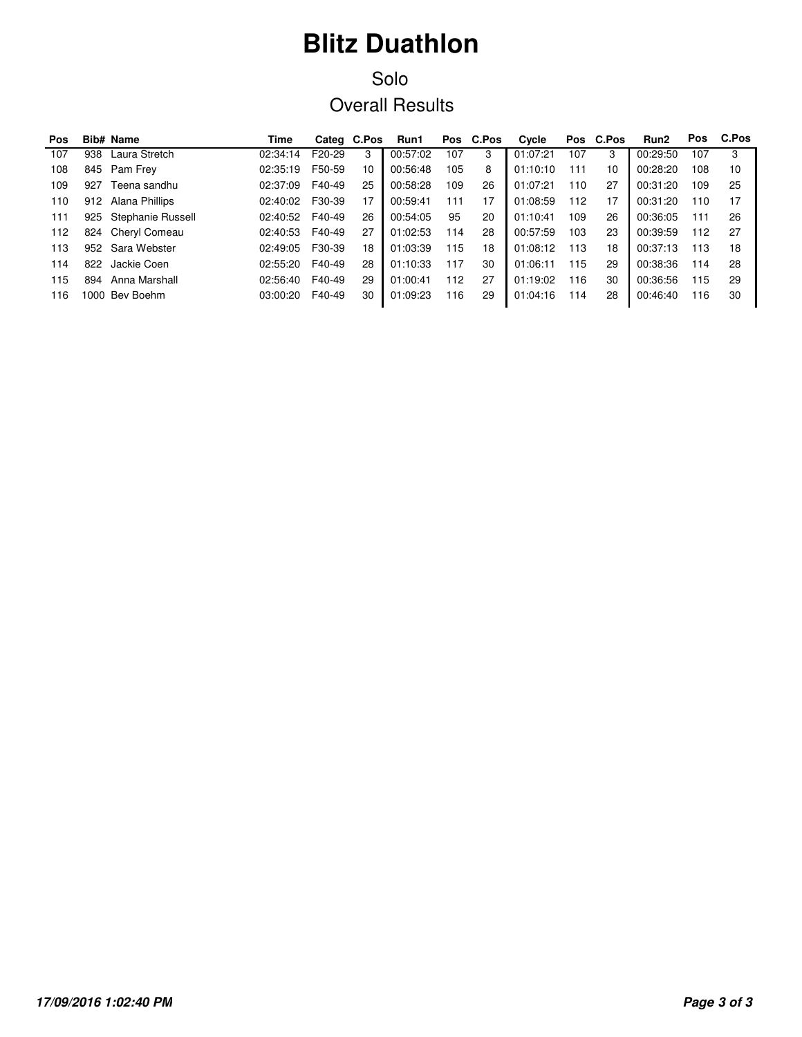# Blitz Duathlon

## Solo

## Overall Results

| Pos | Bib# | Name | Time | Categ | C.Pos | Run1 | Pos | C.Pos | Cycle | Pos | C.Pos | Run2 | Pos | C.Pos |
|---|---|---|---|---|---|---|---|---|---|---|---|---|---|---|
| 107 | 938 | Laura Stretch | 02:34:14 | F20-29 | 3 | 00:57:02 | 107 | 3 | 01:07:21 | 107 | 3 | 00:29:50 | 107 | 3 |
| 108 | 845 | Pam Frey | 02:35:19 | F50-59 | 10 | 00:56:48 | 105 | 8 | 01:10:10 | 111 | 10 | 00:28:20 | 108 | 10 |
| 109 | 927 | Teena sandhu | 02:37:09 | F40-49 | 25 | 00:58:28 | 109 | 26 | 01:07:21 | 110 | 27 | 00:31:20 | 109 | 25 |
| 110 | 912 | Alana Phillips | 02:40:02 | F30-39 | 17 | 00:59:41 | 111 | 17 | 01:08:59 | 112 | 17 | 00:31:20 | 110 | 17 |
| 111 | 925 | Stephanie Russell | 02:40:52 | F40-49 | 26 | 00:54:05 | 95 | 20 | 01:10:41 | 109 | 26 | 00:36:05 | 111 | 26 |
| 112 | 824 | Cheryl Comeau | 02:40:53 | F40-49 | 27 | 01:02:53 | 114 | 28 | 00:57:59 | 103 | 23 | 00:39:59 | 112 | 27 |
| 113 | 952 | Sara Webster | 02:49:05 | F30-39 | 18 | 01:03:39 | 115 | 18 | 01:08:12 | 113 | 18 | 00:37:13 | 113 | 18 |
| 114 | 822 | Jackie Coen | 02:55:20 | F40-49 | 28 | 01:10:33 | 117 | 30 | 01:06:11 | 115 | 29 | 00:38:36 | 114 | 28 |
| 115 | 894 | Anna Marshall | 02:56:40 | F40-49 | 29 | 01:00:41 | 112 | 27 | 01:19:02 | 116 | 30 | 00:36:56 | 115 | 29 |
| 116 | 1000 | Bev Boehm | 03:00:20 | F40-49 | 30 | 01:09:23 | 116 | 29 | 01:04:16 | 114 | 28 | 00:46:40 | 116 | 30 |

*17/09/2016 1:02:40 PM*